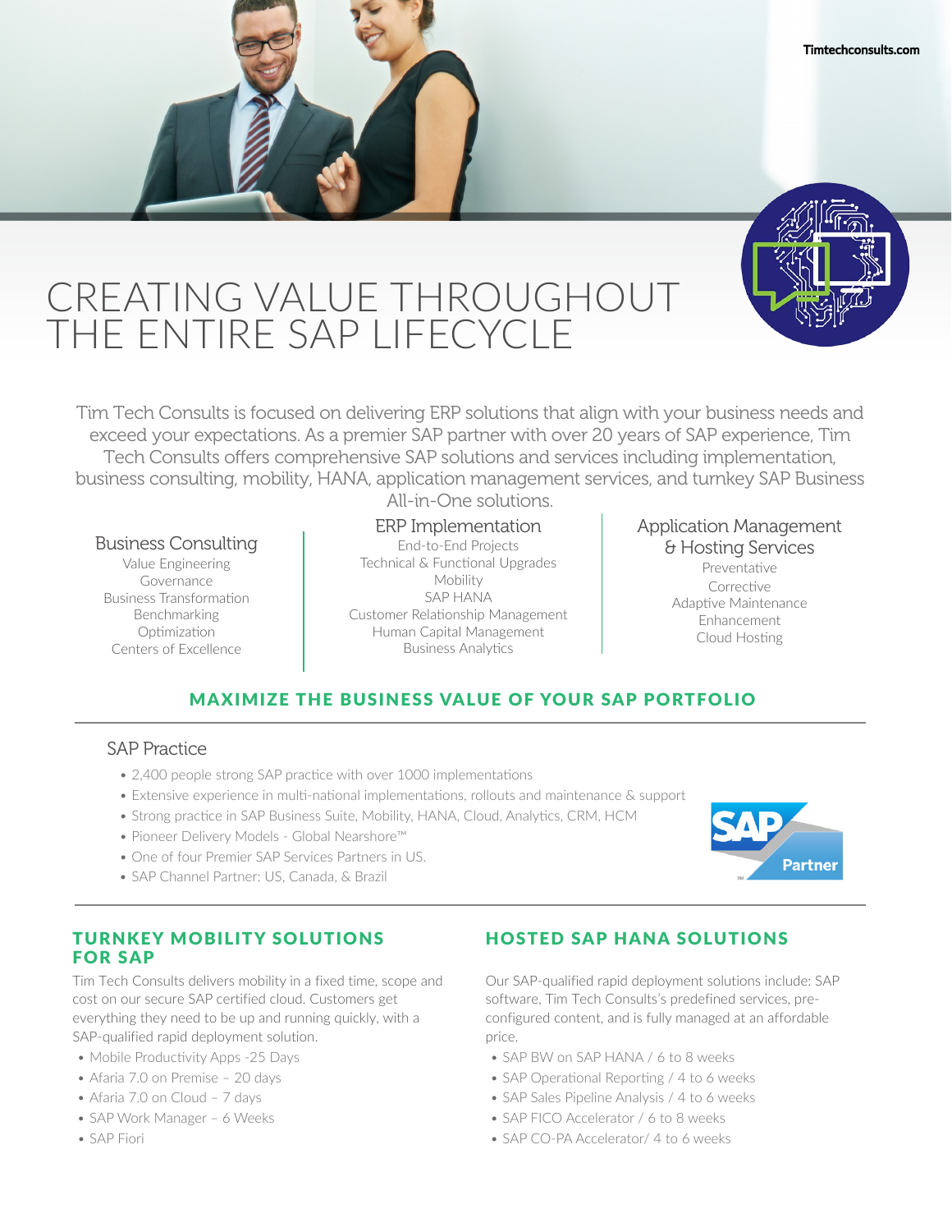Timtechconsults.com

# CREATING VALUE THROUGHOUT THE ENTIRE SAP LIFECYCLE

Tim Tech Consults is focused on delivering ERP solutions that align with your business needs and exceed your expectations. As a premier SAP partner with over 20 years of SAP experience, Tim Tech Consults offers comprehensive SAP solutions and services including implementation, business consulting, mobility, HANA, application management services, and turnkey SAP Business All-in-One solutions.

### Business Consulting

Value Engineering
Governance
Business Transformation
Benchmarking
Optimization
Centers of Excellence

### ERP Implementation

End-to-End Projects
Technical & Functional Upgrades
Mobility
SAP HANA
Customer Relationship Management
Human Capital Management
Business Analytics

### Application Management & Hosting Services

Preventative
Corrective
Adaptive Maintenance
Enhancement
Cloud Hosting

## MAXIMIZE THE BUSINESS VALUE OF YOUR SAP PORTFOLIO

### SAP Practice

- 2,400 people strong SAP practice with over 1000 implementations
- Extensive experience in multi-national implementations, rollouts and maintenance & support
- Strong practice in SAP Business Suite, Mobility, HANA, Cloud, Analytics, CRM, HCM
- Pioneer Delivery Models - Global Nearshore™
- One of four Premier SAP Services Partners in US.
- SAP Channel Partner: US, Canada, & Brazil

SAP Partner

## TURNKEY MOBILITY SOLUTIONS FOR SAP

Tim Tech Consults delivers mobility in a fixed time, scope and cost on our secure SAP certified cloud. Customers get everything they need to be up and running quickly, with a SAP-qualified rapid deployment solution.

- Mobile Productivity Apps -25 Days
- Afaria 7.0 on Premise – 20 days
- Afaria 7.0 on Cloud – 7 days
- SAP Work Manager – 6 Weeks
- SAP Fiori

## HOSTED SAP HANA SOLUTIONS

Our SAP-qualified rapid deployment solutions include: SAP software, Tim Tech Consults's predefined services, pre-configured content, and is fully managed at an affordable price.

- SAP BW on SAP HANA / 6 to 8 weeks
- SAP Operational Reporting / 4 to 6 weeks
- SAP Sales Pipeline Analysis / 4 to 6 weeks
- SAP FICO Accelerator / 6 to 8 weeks
- SAP CO-PA Accelerator/ 4 to 6 weeks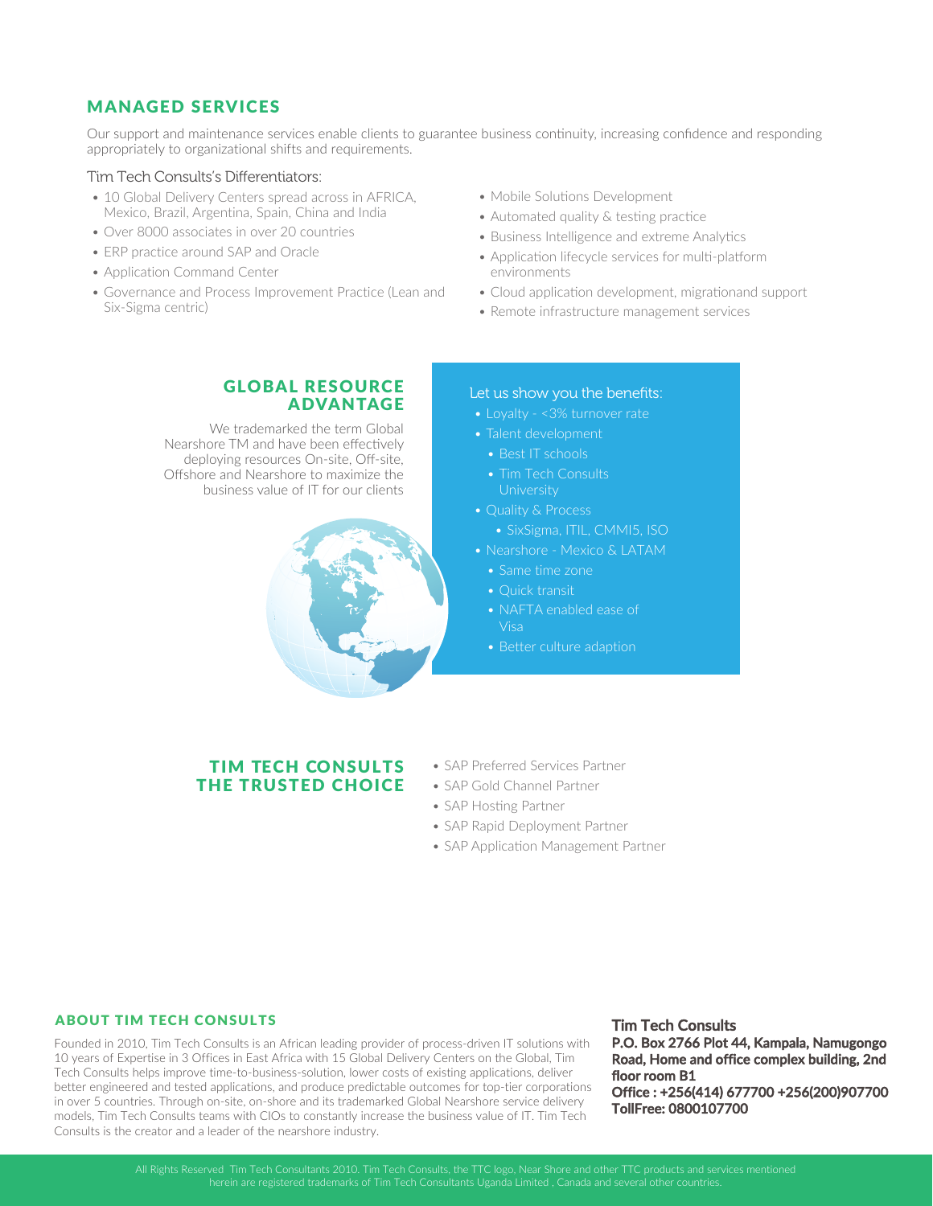## MANAGED SERVICES

Our support and maintenance services enable clients to guarantee business continuity, increasing confidence and responding appropriately to organizational shifts and requirements.

Tim Tech Consults's Differentiators:

- 10 Global Delivery Centers spread across in AFRICA, Mexico, Brazil, Argentina, Spain, China and India
- Over 8000 associates in over 20 countries
- ERP practice around SAP and Oracle
- Application Command Center
- Governance and Process Improvement Practice (Lean and Six-Sigma centric)
- Mobile Solutions Development
- Automated quality & testing practice
- Business Intelligence and extreme Analytics
- Application lifecycle services for multi-platform environments
- Cloud application development, migrationand support
- Remote infrastructure management services

## GLOBAL RESOURCE ADVANTAGE

We trademarked the term Global Nearshore TM and have been effectively deploying resources On-site, Off-site, Offshore and Nearshore to maximize the business value of IT for our clients

Let us show you the benefits:

- Loyalty - <3% turnover rate
- Talent development
  - Best IT schools
  - Tim Tech Consults University
- Quality & Process
  - SixSigma, ITIL, CMMI5, ISO
- Nearshore - Mexico & LATAM
  - Same time zone
  - Quick transit
  - NAFTA enabled ease of Visa
  - Better culture adaption

## TIM TECH CONSULTS THE TRUSTED CHOICE

- SAP Preferred Services Partner
- SAP Gold Channel Partner
- SAP Hosting Partner
- SAP Rapid Deployment Partner
- SAP Application Management Partner

## ABOUT TIM TECH CONSULTS

Founded in 2010, Tim Tech Consults is an African leading provider of process-driven IT solutions with 10 years of Expertise in 3 Offices in East Africa with 15 Global Delivery Centers on the Global, Tim Tech Consults helps improve time-to-business-solution, lower costs of existing applications, deliver better engineered and tested applications, and produce predictable outcomes for top-tier corporations in over 5 countries. Through on-site, on-shore and its trademarked Global Nearshore service delivery models, Tim Tech Consults teams with CIOs to constantly increase the business value of IT. Tim Tech Consults is the creator and a leader of the nearshore industry.

**Tim Tech Consults**
**P.O. Box 2766 Plot 44, Kampala, Namugongo Road, Home and office complex building, 2nd floor room B1**
**Office : +256(414) 677700 +256(200)907700**
**TollFree: 0800107700**

All Rights Reserved Tim Tech Consultants 2010. Tim Tech Consults, the TTC logo, Near Shore and other TTC products and services mentioned herein are registered trademarks of Tim Tech Consultants Uganda Limited , Canada and several other countries.